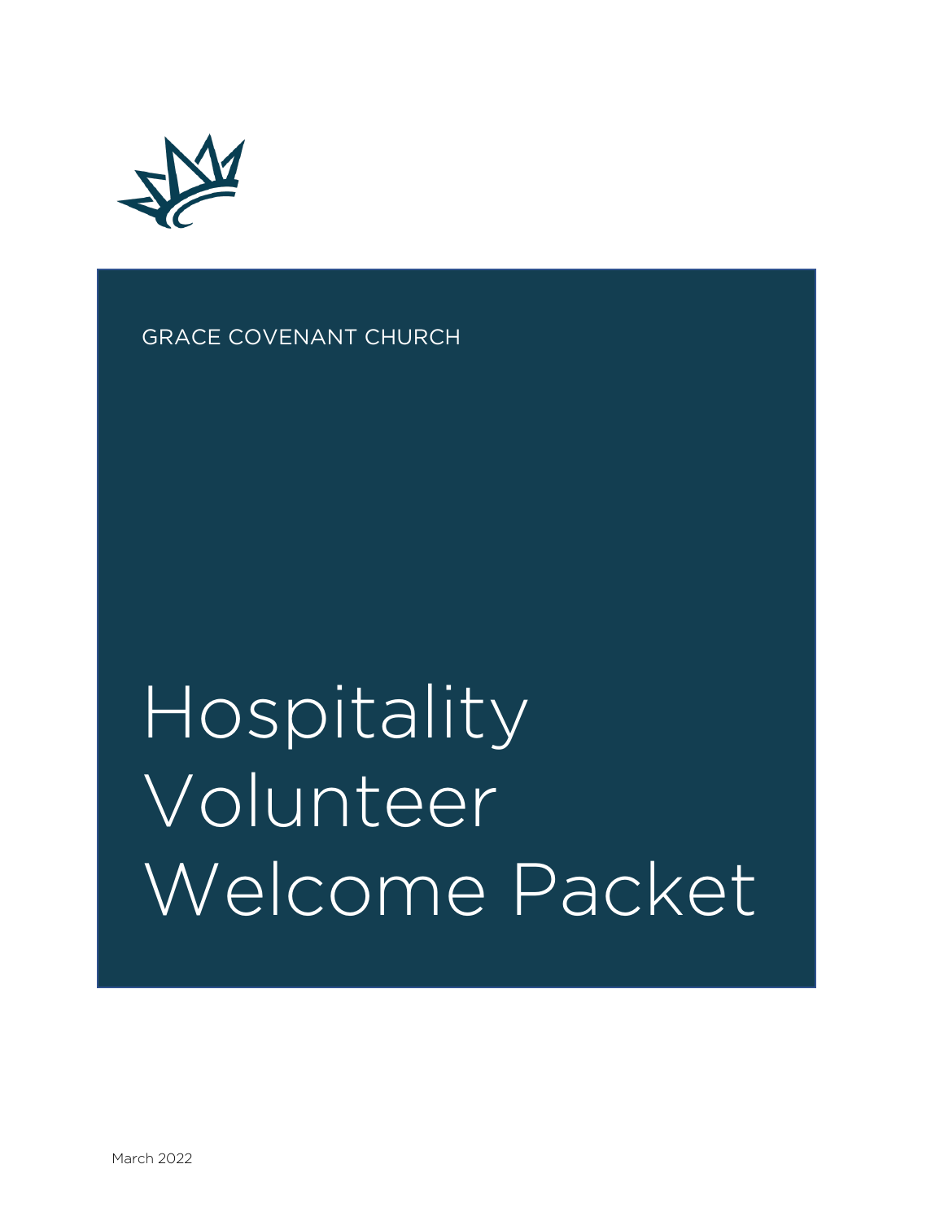GRACE COVENANT CHURCH

# Hospitality Volunteer Welcome Packet

March 2022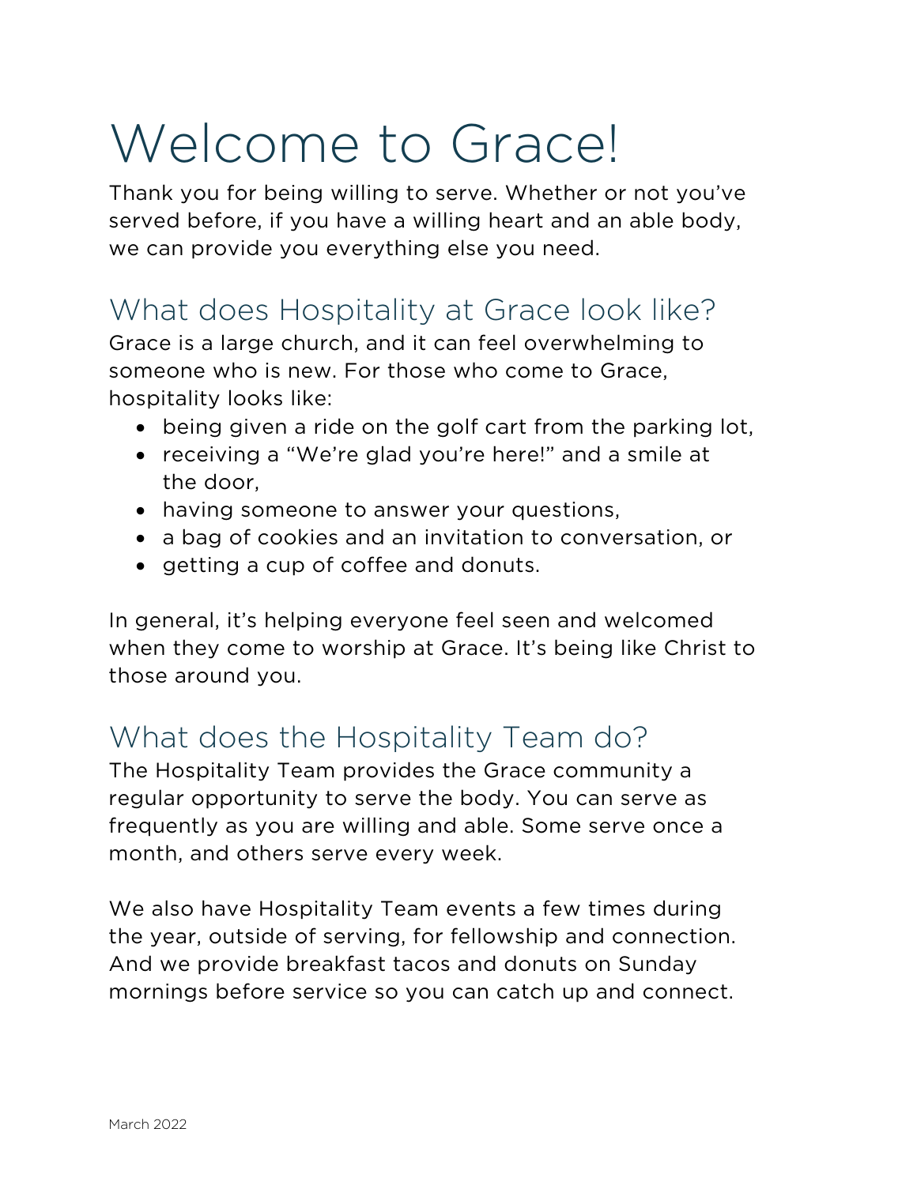# Welcome to Grace!

Thank you for being willing to serve. Whether or not you've served before, if you have a willing heart and an able body, we can provide you everything else you need.

## What does Hospitality at Grace look like?

Grace is a large church, and it can feel overwhelming to someone who is new. For those who come to Grace, hospitality looks like:

- being given a ride on the golf cart from the parking lot,
- receiving a "We're glad you're here!" and a smile at the door,
- having someone to answer your questions,
- a bag of cookies and an invitation to conversation, or
- getting a cup of coffee and donuts.

In general, it's helping everyone feel seen and welcomed when they come to worship at Grace. It's being like Christ to those around you.

## What does the Hospitality Team do?

The Hospitality Team provides the Grace community a regular opportunity to serve the body. You can serve as frequently as you are willing and able. Some serve once a month, and others serve every week.

We also have Hospitality Team events a few times during the year, outside of serving, for fellowship and connection. And we provide breakfast tacos and donuts on Sunday mornings before service so you can catch up and connect.

March 2022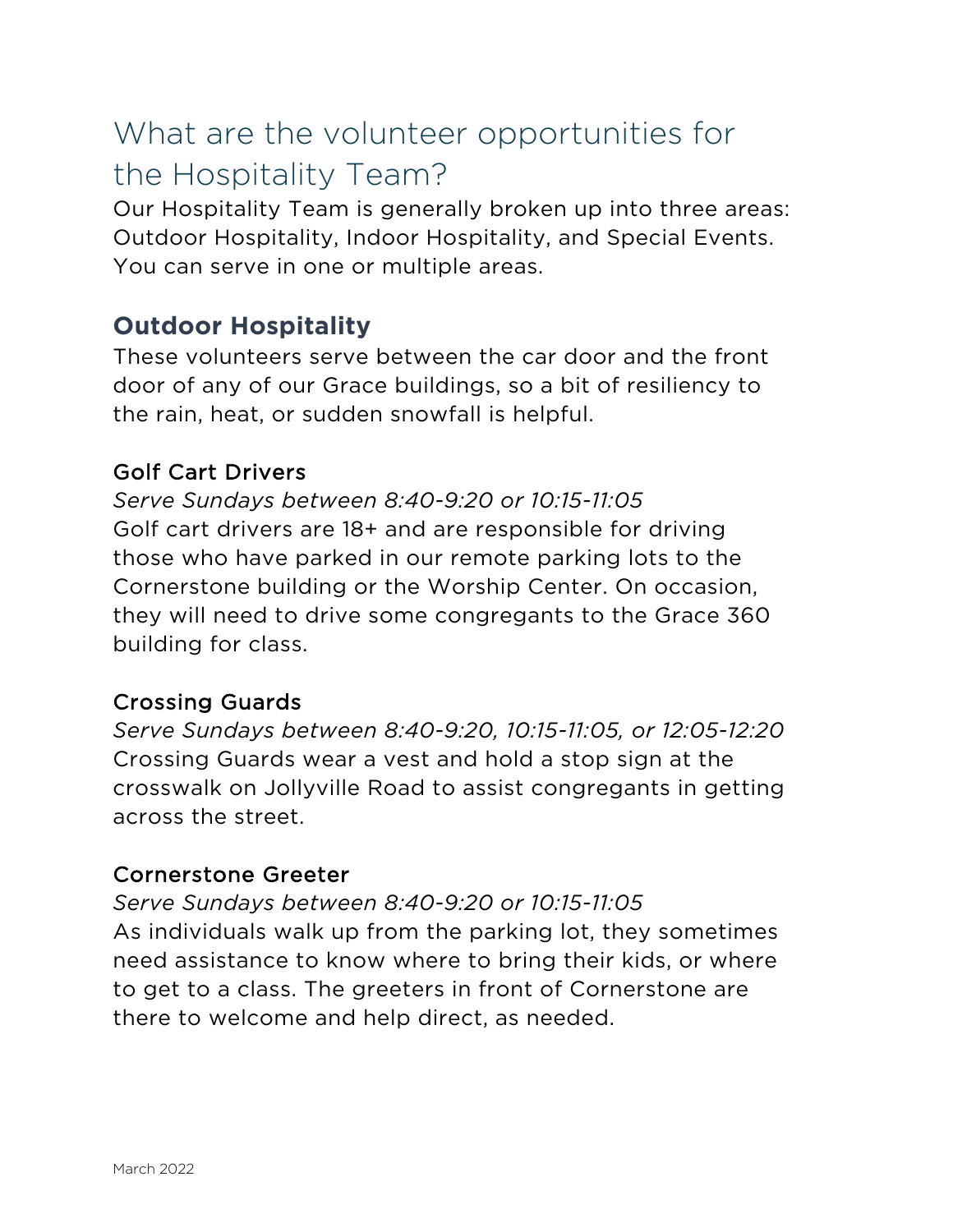# What are the volunteer opportunities for the Hospitality Team?

Our Hospitality Team is generally broken up into three areas: Outdoor Hospitality, Indoor Hospitality, and Special Events. You can serve in one or multiple areas.

## Outdoor Hospitality

These volunteers serve between the car door and the front door of any of our Grace buildings, so a bit of resiliency to the rain, heat, or sudden snowfall is helpful.

### Golf Cart Drivers

*Serve Sundays between 8:40-9:20 or 10:15-11:05*

Golf cart drivers are 18+ and are responsible for driving those who have parked in our remote parking lots to the Cornerstone building or the Worship Center. On occasion, they will need to drive some congregants to the Grace 360 building for class.

### Crossing Guards

*Serve Sundays between 8:40-9:20, 10:15-11:05, or 12:05-12:20*

Crossing Guards wear a vest and hold a stop sign at the crosswalk on Jollyville Road to assist congregants in getting across the street.

### Cornerstone Greeter

*Serve Sundays between 8:40-9:20 or 10:15-11:05*

As individuals walk up from the parking lot, they sometimes need assistance to know where to bring their kids, or where to get to a class. The greeters in front of Cornerstone are there to welcome and help direct, as needed.

March 2022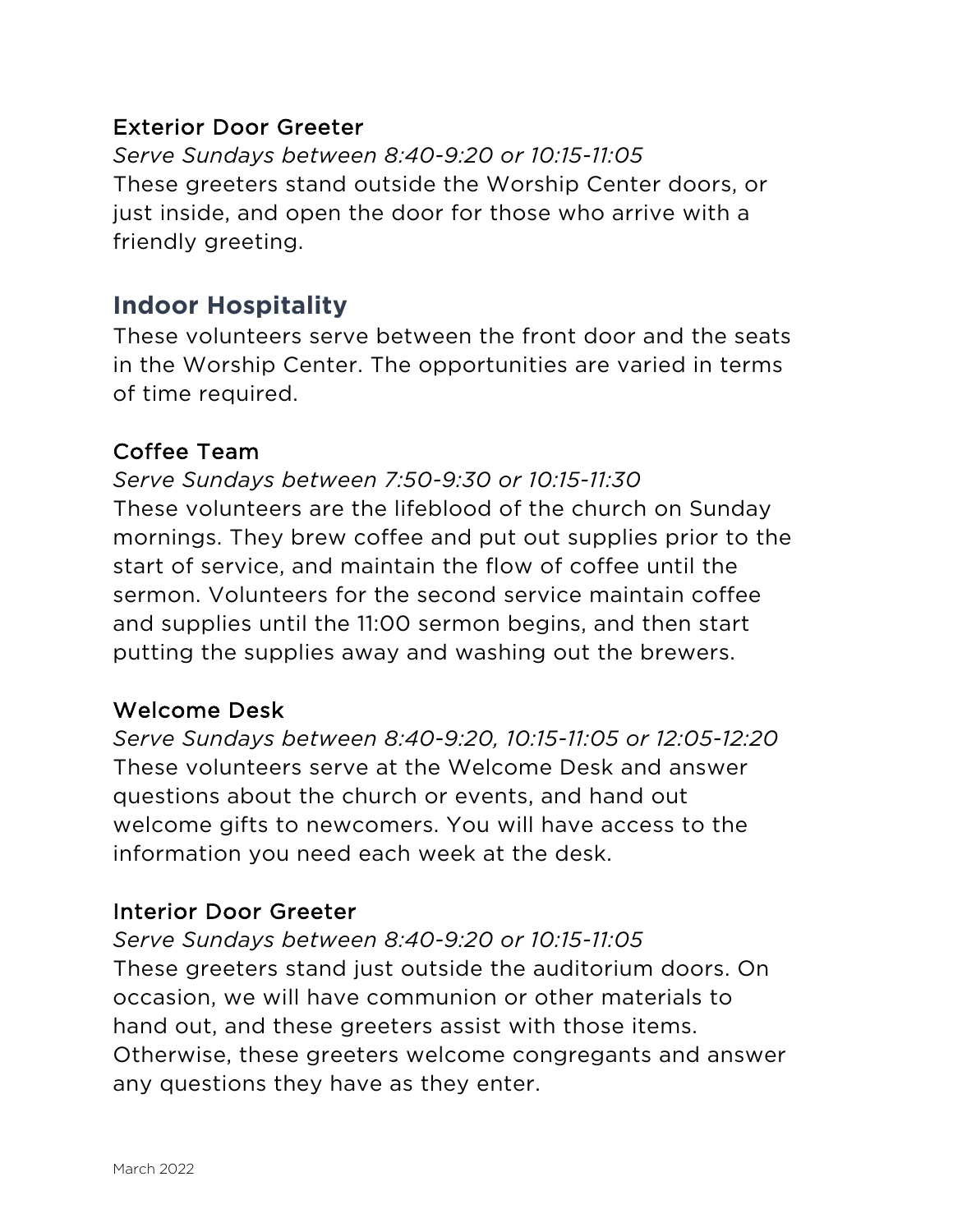### Exterior Door Greeter

*Serve Sundays between 8:40-9:20 or 10:15-11:05*
These greeters stand outside the Worship Center doors, or just inside, and open the door for those who arrive with a friendly greeting.

## Indoor Hospitality

These volunteers serve between the front door and the seats in the Worship Center. The opportunities are varied in terms of time required.

### Coffee Team

*Serve Sundays between 7:50-9:30 or 10:15-11:30*
These volunteers are the lifeblood of the church on Sunday mornings. They brew coffee and put out supplies prior to the start of service, and maintain the flow of coffee until the sermon. Volunteers for the second service maintain coffee and supplies until the 11:00 sermon begins, and then start putting the supplies away and washing out the brewers.

### Welcome Desk

*Serve Sundays between 8:40-9:20, 10:15-11:05 or 12:05-12:20*
These volunteers serve at the Welcome Desk and answer questions about the church or events, and hand out welcome gifts to newcomers. You will have access to the information you need each week at the desk.

### Interior Door Greeter

*Serve Sundays between 8:40-9:20 or 10:15-11:05*
These greeters stand just outside the auditorium doors. On occasion, we will have communion or other materials to hand out, and these greeters assist with those items. Otherwise, these greeters welcome congregants and answer any questions they have as they enter.

March 2022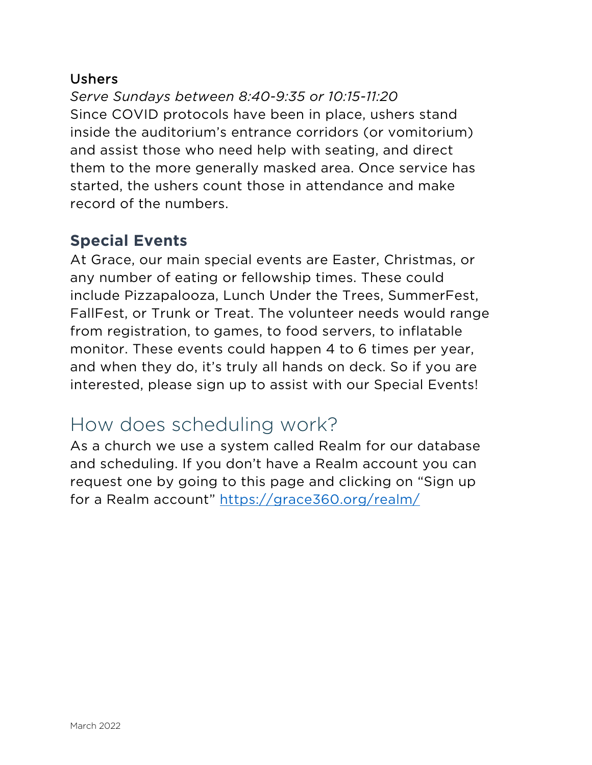### Ushers

*Serve Sundays between 8:40-9:35 or 10:15-11:20*

Since COVID protocols have been in place, ushers stand inside the auditorium's entrance corridors (or vomitorium) and assist those who need help with seating, and direct them to the more generally masked area. Once service has started, the ushers count those in attendance and make record of the numbers.

## **Special Events**

At Grace, our main special events are Easter, Christmas, or any number of eating or fellowship times. These could include Pizzapalooza, Lunch Under the Trees, SummerFest, FallFest, or Trunk or Treat. The volunteer needs would range from registration, to games, to food servers, to inflatable monitor. These events could happen 4 to 6 times per year, and when they do, it's truly all hands on deck. So if you are interested, please sign up to assist with our Special Events!

# How does scheduling work?

As a church we use a system called Realm for our database and scheduling. If you don't have a Realm account you can request one by going to this page and clicking on "Sign up for a Realm account" [https://grace360.org/realm/](https://grace360.org/realm/)

March 2022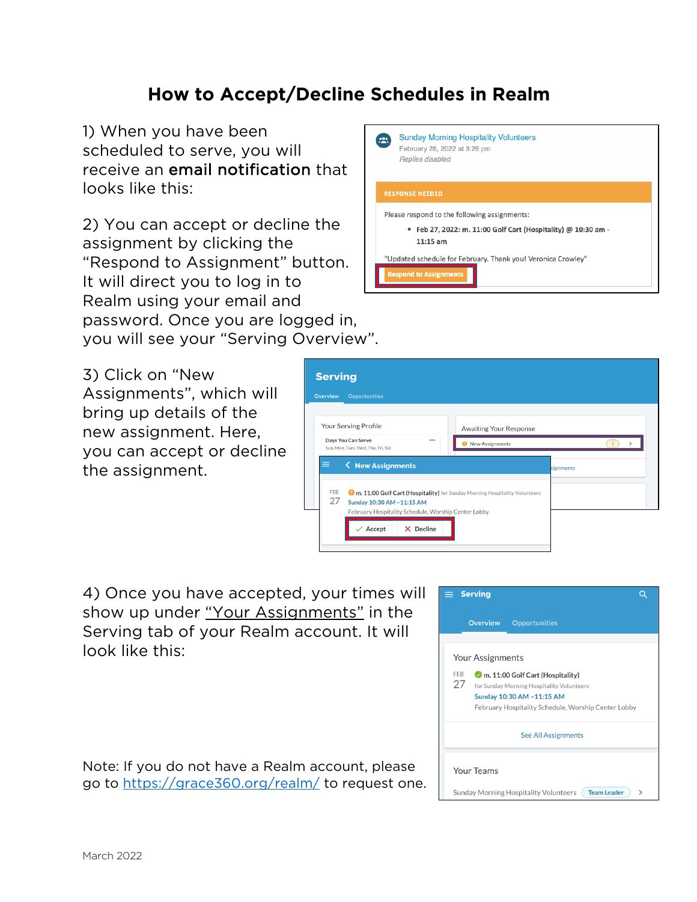# How to Accept/Decline Schedules in Realm

1) When you have been scheduled to serve, you will receive an **email notification** that looks like this:

2) You can accept or decline the assignment by clicking the "Respond to Assignment" button. It will direct you to log in to Realm using your email and password. Once you are logged in, you will see your "Serving Overview".

3) Click on "New Assignments", which will bring up details of the new assignment. Here, you can accept or decline the assignment.

4) Once you have accepted, your times will show up under "Your Assignments" in the Serving tab of your Realm account. It will look like this:

Note: If you do not have a Realm account, please go to https://grace360.org/realm/ to request one.

March 2022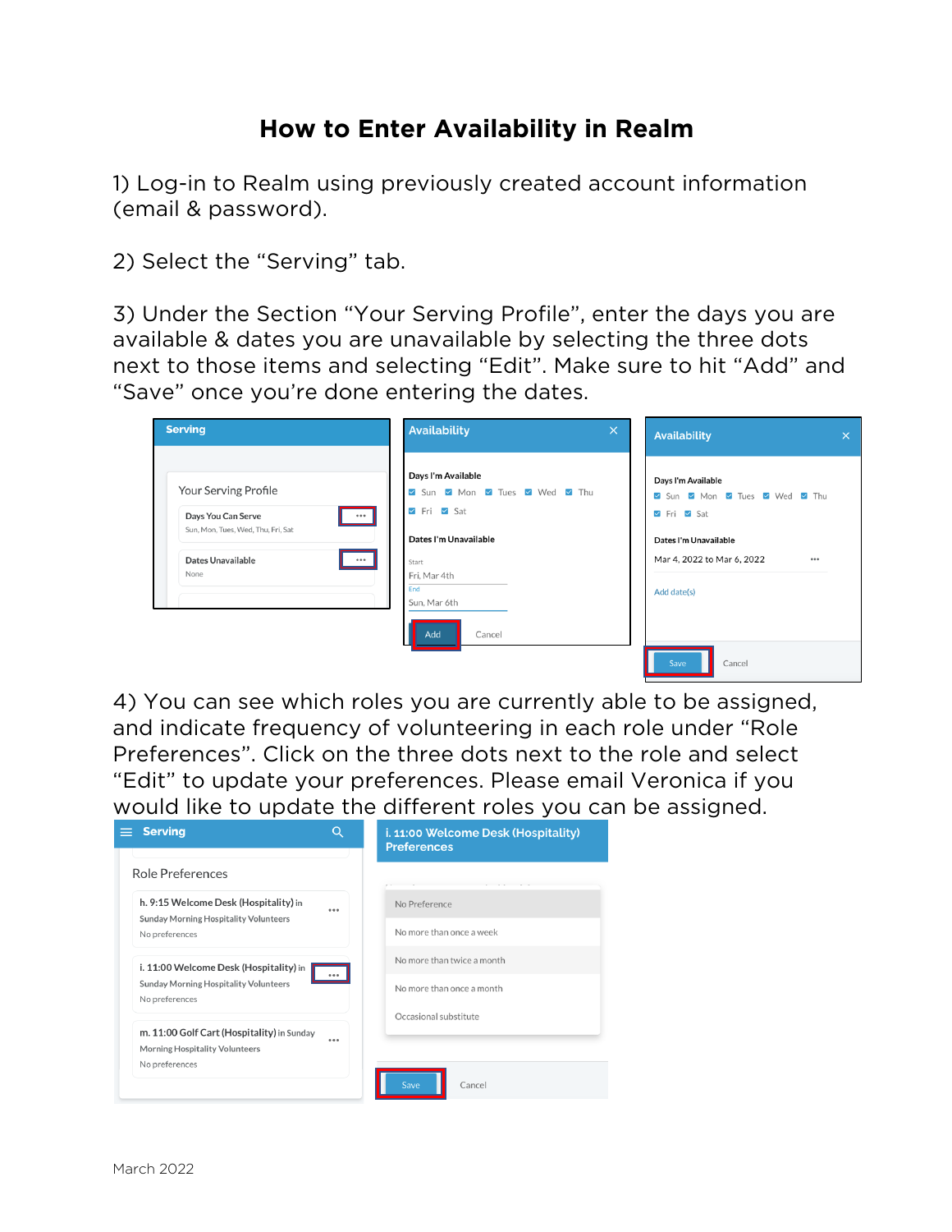# How to Enter Availability in Realm

1) Log-in to Realm using previously created account information (email & password).

2) Select the “Serving” tab.

3) Under the Section “Your Serving Profile”, enter the days you are available & dates you are unavailable by selecting the three dots next to those items and selecting “Edit”. Make sure to hit “Add” and “Save” once you’re done entering the dates.

4) You can see which roles you are currently able to be assigned, and indicate frequency of volunteering in each role under “Role Preferences”. Click on the three dots next to the role and select “Edit” to update your preferences. Please email Veronica if you would like to update the different roles you can be assigned.

March 2022